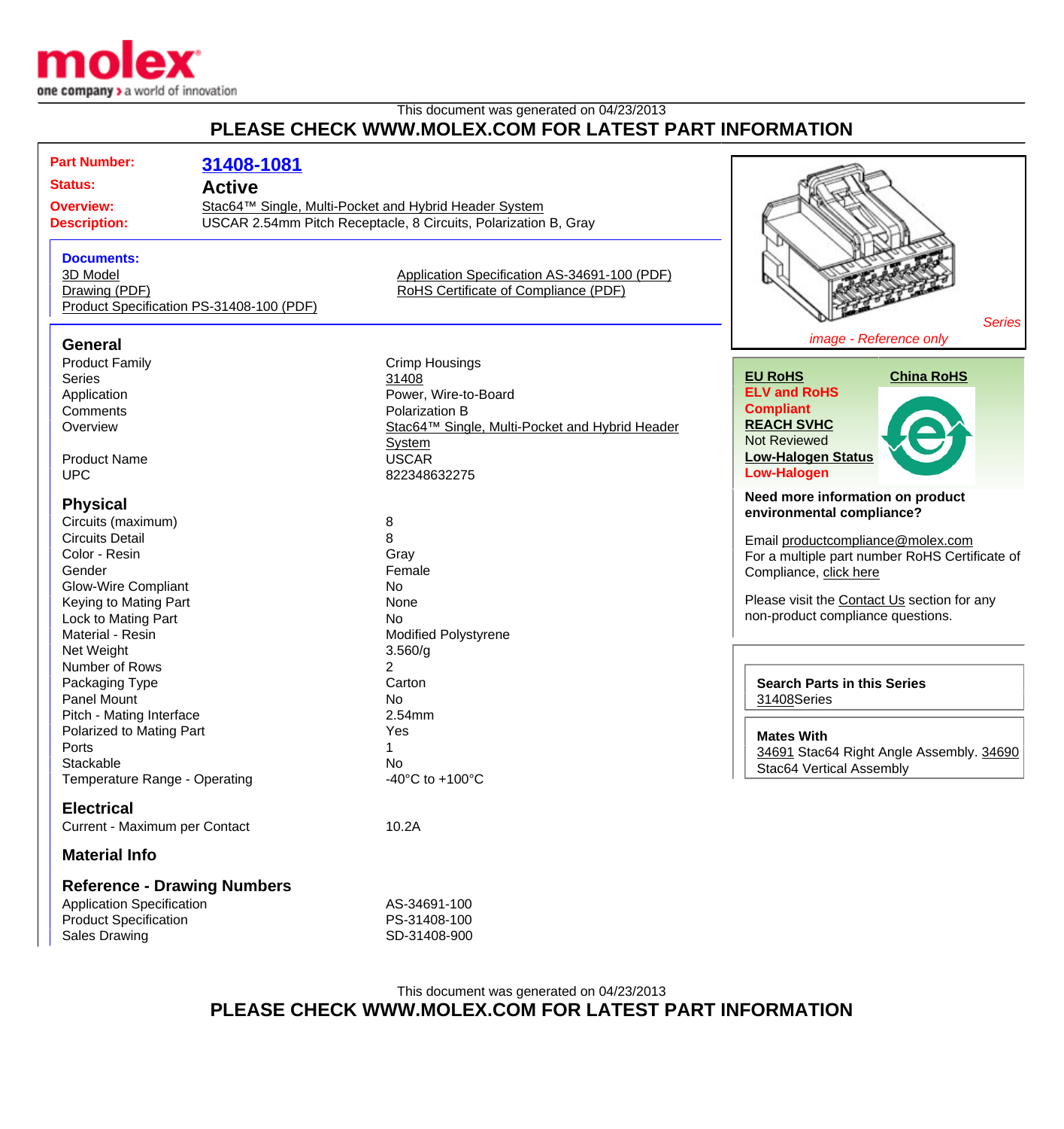This document was generated on 04/23/2013

**PLEASE CHECK WWW.MOLEX.COM FOR LATEST PART INFORMATION**

| | |
|---|---|
| **Part Number:** | **31408-1081** |
| **Status:** | **Active** |
| **Overview:** | Stac64™ Single, Multi-Pocket and Hybrid Header System |
| **Description:** | USCAR 2.54mm Pitch Receptacle, 8 Circuits, Polarization B, Gray |

**Documents:**

- 3D Model
- Drawing (PDF)
- Product Specification PS-31408-100 (PDF)
- Application Specification AS-34691-100 (PDF)
- RoHS Certificate of Compliance (PDF)

*Series image - Reference only*

## General

| | |
|---|---|
| Product Family | Crimp Housings |
| Series | 31408 |
| Application | Power, Wire-to-Board |
| Comments | Polarization B |
| Overview | Stac64™ Single, Multi-Pocket and Hybrid Header System |
| Product Name | USCAR |
| UPC | 822348632275 |

## Physical

| | |
|---|---|
| Circuits (maximum) | 8 |
| Circuits Detail | 8 |
| Color - Resin | Gray |
| Gender | Female |
| Glow-Wire Compliant | No |
| Keying to Mating Part | None |
| Lock to Mating Part | No |
| Material - Resin | Modified Polystyrene |
| Net Weight | 3.560/g |
| Number of Rows | 2 |
| Packaging Type | Carton |
| Panel Mount | No |
| Pitch - Mating Interface | 2.54mm |
| Polarized to Mating Part | Yes |
| Ports | 1 |
| Stackable | No |
| Temperature Range - Operating | -40°C to +100°C |

## Electrical

| | |
|---|---|
| Current - Maximum per Contact | 10.2A |

## Material Info

## Reference - Drawing Numbers

| | |
|---|---|
| Application Specification | AS-34691-100 |
| Product Specification | PS-31408-100 |
| Sales Drawing | SD-31408-900 |

**EU RoHS**

**ELV and RoHS Compliant**

**REACH SVHC**

Not Reviewed

**Low-Halogen Status**

**Low-Halogen**

**China RoHS**

**Need more information on product environmental compliance?**

Email productcompliance@molex.com

For a multiple part number RoHS Certificate of Compliance, click here

Please visit the Contact Us section for any non-product compliance questions.

**Search Parts in this Series**

31408Series

**Mates With**

34691 Stac64 Right Angle Assembly. 34690 Stac64 Vertical Assembly

This document was generated on 04/23/2013

**PLEASE CHECK WWW.MOLEX.COM FOR LATEST PART INFORMATION**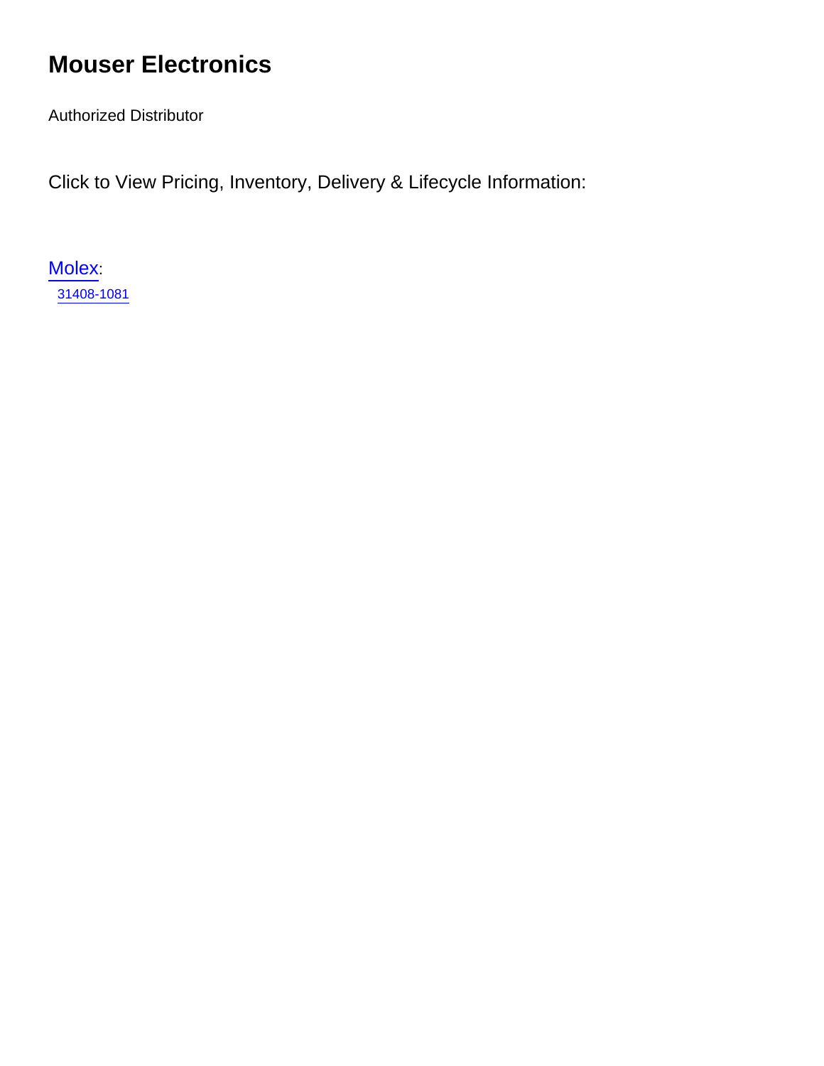# Mouser Electronics

Authorized Distributor

Click to View Pricing, Inventory, Delivery & Lifecycle Information:

Molex:

31408-1081